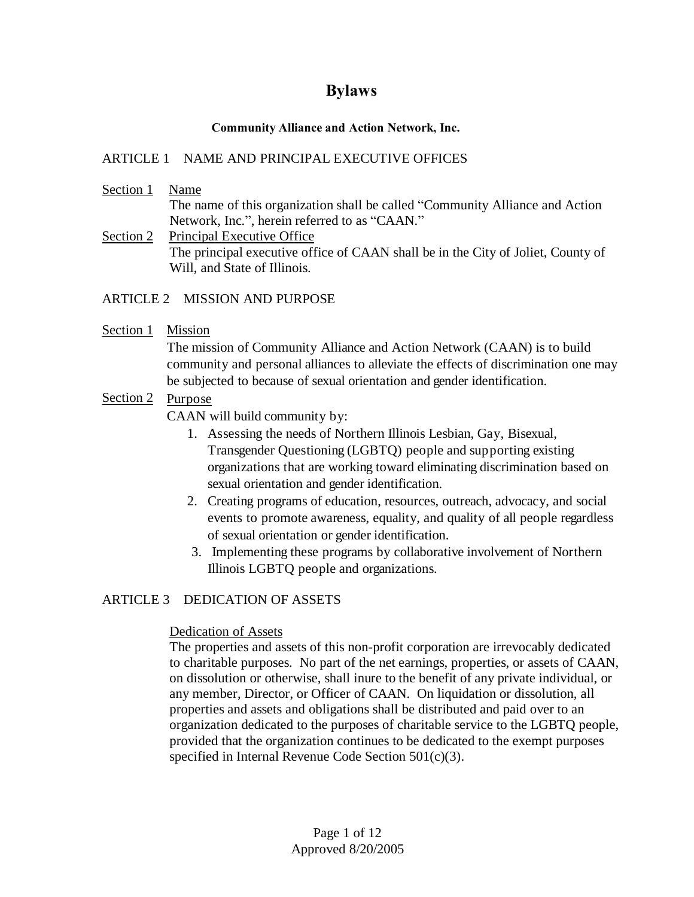# Bylaws

**Community Alliance and Action Network, Inc.**

## ARTICLE 1 NAME AND PRINCIPAL EXECUTIVE OFFICES

Section 1 Name

The name of this organization shall be called "Community Alliance and Action Network, Inc.", herein referred to as "CAAN."

Section 2 Principal Executive Office

The principal executive office of CAAN shall be in the City of Joliet, County of Will, and State of Illinois.

## ARTICLE 2 MISSION AND PURPOSE

Section 1 Mission

The mission of Community Alliance and Action Network (CAAN) is to build community and personal alliances to alleviate the effects of discrimination one may be subjected to because of sexual orientation and gender identification.

Section 2 Purpose

CAAN will build community by:

1. Assessing the needs of Northern Illinois Lesbian, Gay, Bisexual, Transgender Questioning (LGBTQ) people and supporting existing organizations that are working toward eliminating discrimination based on sexual orientation and gender identification.
2. Creating programs of education, resources, outreach, advocacy, and social events to promote awareness, equality, and quality of all people regardless of sexual orientation or gender identification.
3. Implementing these programs by collaborative involvement of Northern Illinois LGBTQ people and organizations.

## ARTICLE 3 DEDICATION OF ASSETS

Dedication of Assets

The properties and assets of this non-profit corporation are irrevocably dedicated to charitable purposes. No part of the net earnings, properties, or assets of CAAN, on dissolution or otherwise, shall inure to the benefit of any private individual, or any member, Director, or Officer of CAAN. On liquidation or dissolution, all properties and assets and obligations shall be distributed and paid over to an organization dedicated to the purposes of charitable service to the LGBTQ people, provided that the organization continues to be dedicated to the exempt purposes specified in Internal Revenue Code Section 501(c)(3).

Approved 8/20/2005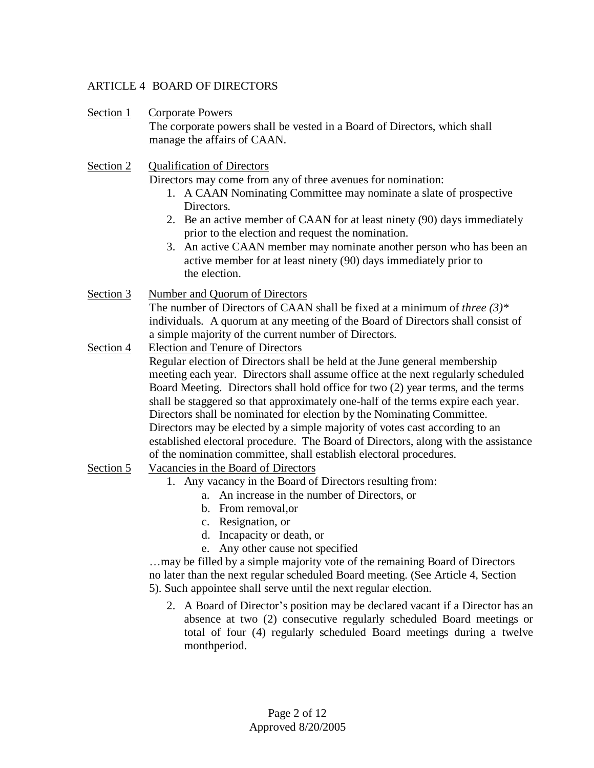## ARTICLE 4 BOARD OF DIRECTORS

Section 1 Corporate Powers

The corporate powers shall be vested in a Board of Directors, which shall manage the affairs of CAAN.

Section 2 Qualification of Directors

Directors may come from any of three avenues for nomination:

1. A CAAN Nominating Committee may nominate a slate of prospective Directors.
2. Be an active member of CAAN for at least ninety (90) days immediately prior to the election and request the nomination.
3. An active CAAN member may nominate another person who has been an active member for at least ninety (90) days immediately prior to the election.

Section 3 Number and Quorum of Directors

The number of Directors of CAAN shall be fixed at a minimum of *three (3)** individuals. A quorum at any meeting of the Board of Directors shall consist of a simple majority of the current number of Directors.

Section 4 Election and Tenure of Directors

Regular election of Directors shall be held at the June general membership meeting each year. Directors shall assume office at the next regularly scheduled Board Meeting. Directors shall hold office for two (2) year terms, and the terms shall be staggered so that approximately one-half of the terms expire each year. Directors shall be nominated for election by the Nominating Committee. Directors may be elected by a simple majority of votes cast according to an established electoral procedure. The Board of Directors, along with the assistance of the nomination committee, shall establish electoral procedures.

Section 5 Vacancies in the Board of Directors

1. Any vacancy in the Board of Directors resulting from:
   a. An increase in the number of Directors, or
   b. From removal,or
   c. Resignation, or
   d. Incapacity or death, or
   e. Any other cause not specified

…may be filled by a simple majority vote of the remaining Board of Directors no later than the next regular scheduled Board meeting. (See Article 4, Section 5). Such appointee shall serve until the next regular election.

2. A Board of Director's position may be declared vacant if a Director has an absence at two (2) consecutive regularly scheduled Board meetings or total of four (4) regularly scheduled Board meetings during a twelve monthperiod.

Approved 8/20/2005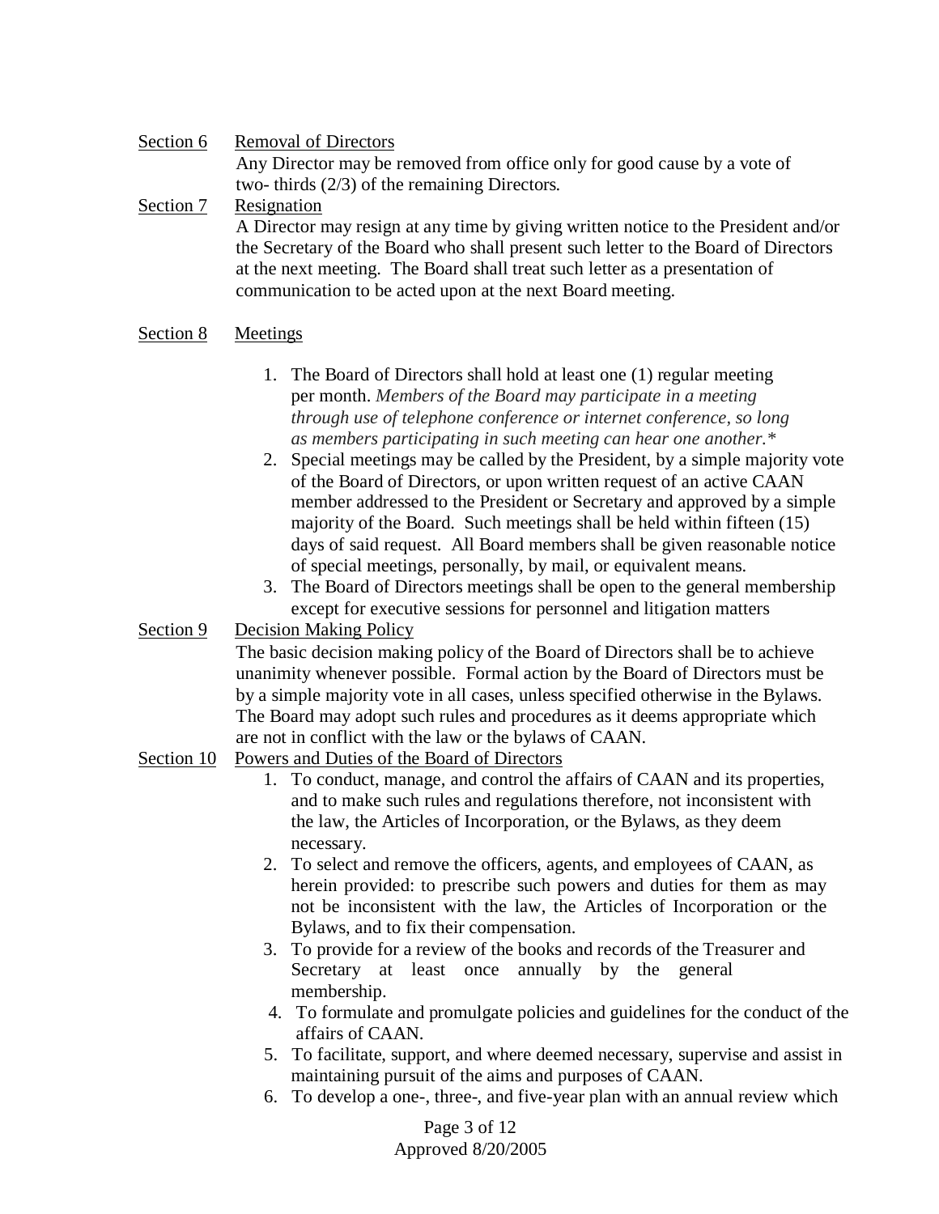<u>Section 6</u> <u>Removal of Directors</u>

Any Director may be removed from office only for good cause by a vote of two- thirds (2/3) of the remaining Directors.

<u>Section 7</u> <u>Resignation</u>

A Director may resign at any time by giving written notice to the President and/or the Secretary of the Board who shall present such letter to the Board of Directors at the next meeting. The Board shall treat such letter as a presentation of communication to be acted upon at the next Board meeting.

<u>Section 8</u> <u>Meetings</u>

1. The Board of Directors shall hold at least one (1) regular meeting per month. *Members of the Board may participate in a meeting through use of telephone conference or internet conference, so long as members participating in such meeting can hear one another.**
2. Special meetings may be called by the President, by a simple majority vote of the Board of Directors, or upon written request of an active CAAN member addressed to the President or Secretary and approved by a simple majority of the Board. Such meetings shall be held within fifteen (15) days of said request. All Board members shall be given reasonable notice of special meetings, personally, by mail, or equivalent means.
3. The Board of Directors meetings shall be open to the general membership except for executive sessions for personnel and litigation matters

<u>Section 9</u> <u>Decision Making Policy</u>

The basic decision making policy of the Board of Directors shall be to achieve unanimity whenever possible. Formal action by the Board of Directors must be by a simple majority vote in all cases, unless specified otherwise in the Bylaws. The Board may adopt such rules and procedures as it deems appropriate which are not in conflict with the law or the bylaws of CAAN.

<u>Section 10</u> <u>Powers and Duties of the Board of Directors</u>

1. To conduct, manage, and control the affairs of CAAN and its properties, and to make such rules and regulations therefore, not inconsistent with the law, the Articles of Incorporation, or the Bylaws, as they deem necessary.
2. To select and remove the officers, agents, and employees of CAAN, as herein provided: to prescribe such powers and duties for them as may not be inconsistent with the law, the Articles of Incorporation or the Bylaws, and to fix their compensation.
3. To provide for a review of the books and records of the Treasurer and Secretary at least once annually by the general membership.
4. To formulate and promulgate policies and guidelines for the conduct of the affairs of CAAN.
5. To facilitate, support, and where deemed necessary, supervise and assist in maintaining pursuit of the aims and purposes of CAAN.
6. To develop a one-, three-, and five-year plan with an annual review which

Approved 8/20/2005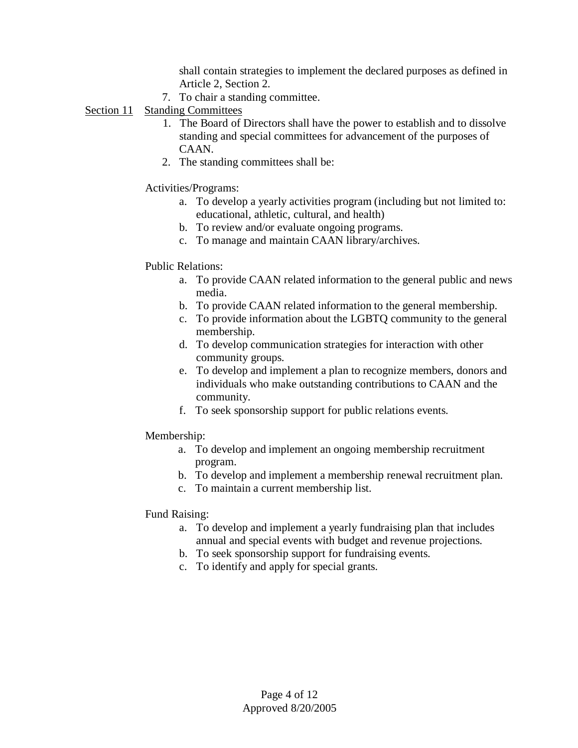shall contain strategies to implement the declared purposes as defined in Article 2, Section 2.

7. To chair a standing committee.

<u>Section 11</u> <u>Standing Committees</u>

1. The Board of Directors shall have the power to establish and to dissolve standing and special committees for advancement of the purposes of CAAN.
2. The standing committees shall be:

Activities/Programs:

a. To develop a yearly activities program (including but not limited to: educational, athletic, cultural, and health)
b. To review and/or evaluate ongoing programs.
c. To manage and maintain CAAN library/archives.

Public Relations:

a. To provide CAAN related information to the general public and news media.
b. To provide CAAN related information to the general membership.
c. To provide information about the LGBTQ community to the general membership.
d. To develop communication strategies for interaction with other community groups.
e. To develop and implement a plan to recognize members, donors and individuals who make outstanding contributions to CAAN and the community.
f. To seek sponsorship support for public relations events.

Membership:

a. To develop and implement an ongoing membership recruitment program.
b. To develop and implement a membership renewal recruitment plan.
c. To maintain a current membership list.

Fund Raising:

a. To develop and implement a yearly fundraising plan that includes annual and special events with budget and revenue projections.
b. To seek sponsorship support for fundraising events.
c. To identify and apply for special grants.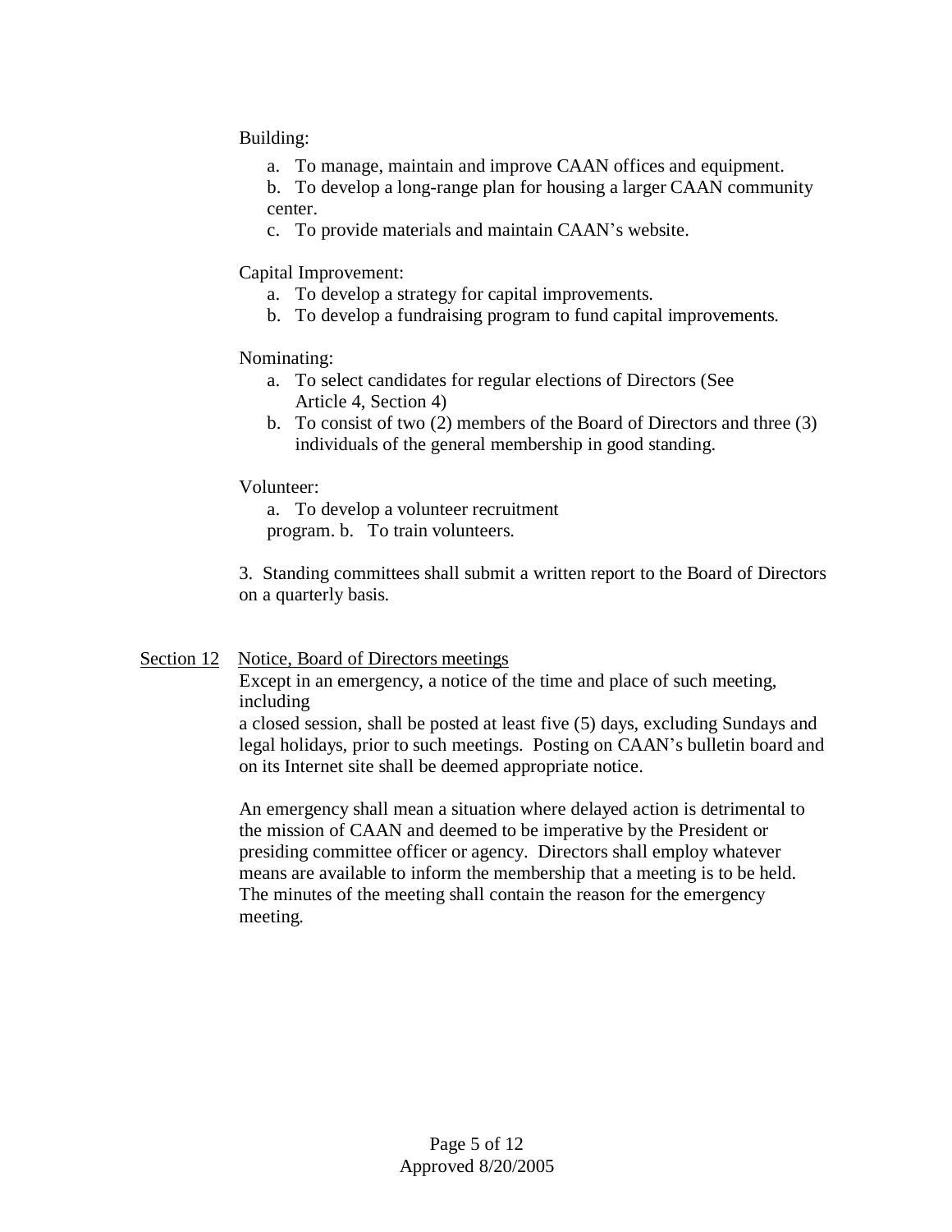Building:

a. To manage, maintain and improve CAAN offices and equipment.

b. To develop a long-range plan for housing a larger CAAN community center.

c. To provide materials and maintain CAAN's website.

Capital Improvement:

a. To develop a strategy for capital improvements.
b. To develop a fundraising program to fund capital improvements.

Nominating:

a. To select candidates for regular elections of Directors (See Article 4, Section 4)
b. To consist of two (2) members of the Board of Directors and three (3) individuals of the general membership in good standing.

Volunteer:

a. To develop a volunteer recruitment program.
b. To train volunteers.

3. Standing committees shall submit a written report to the Board of Directors on a quarterly basis.

Section 12 Notice, Board of Directors meetings

Except in an emergency, a notice of the time and place of such meeting, including a closed session, shall be posted at least five (5) days, excluding Sundays and legal holidays, prior to such meetings. Posting on CAAN's bulletin board and on its Internet site shall be deemed appropriate notice.

An emergency shall mean a situation where delayed action is detrimental to the mission of CAAN and deemed to be imperative by the President or presiding committee officer or agency. Directors shall employ whatever means are available to inform the membership that a meeting is to be held. The minutes of the meeting shall contain the reason for the emergency meeting.

Approved 8/20/2005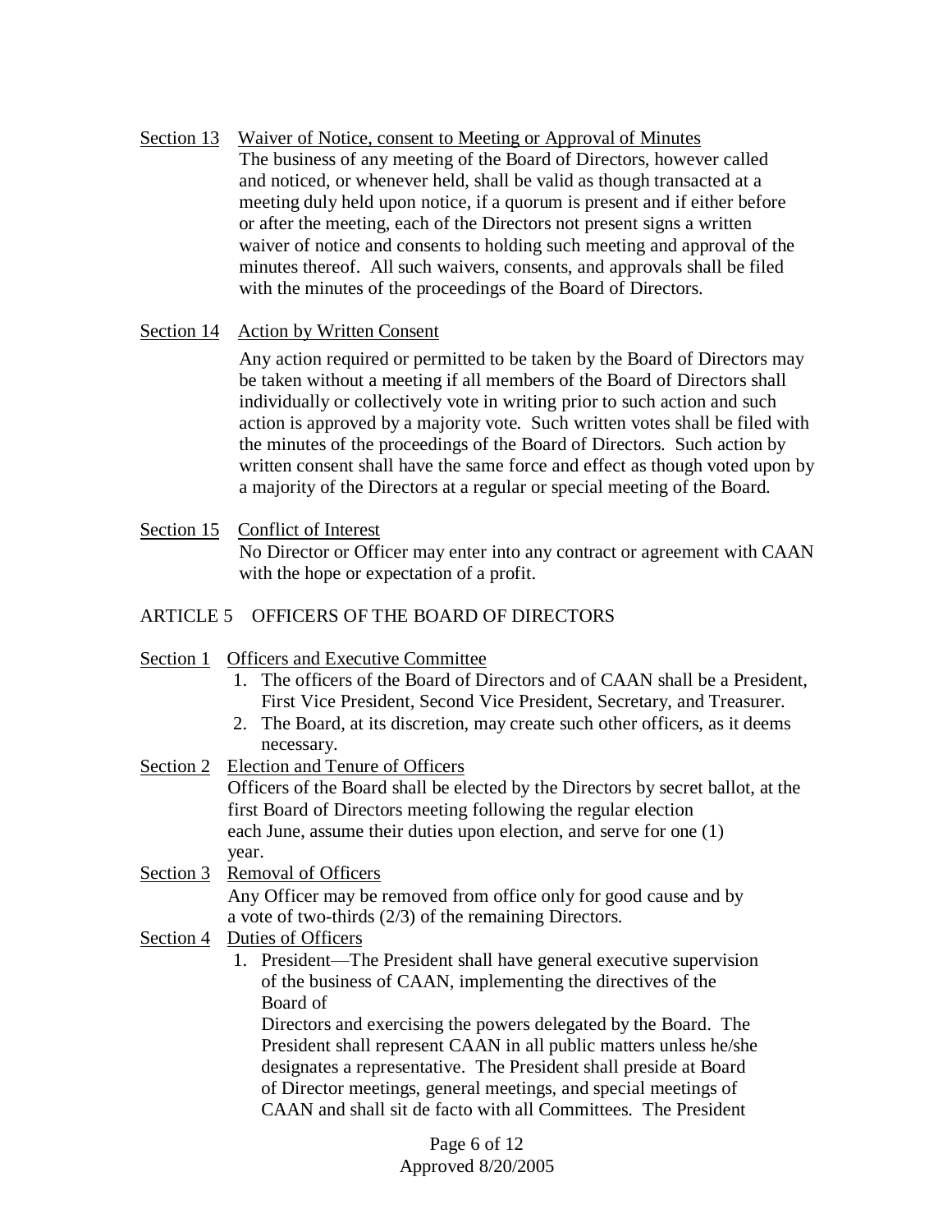Section 13 Waiver of Notice, consent to Meeting or Approval of Minutes

The business of any meeting of the Board of Directors, however called and noticed, or whenever held, shall be valid as though transacted at a meeting duly held upon notice, if a quorum is present and if either before or after the meeting, each of the Directors not present signs a written waiver of notice and consents to holding such meeting and approval of the minutes thereof. All such waivers, consents, and approvals shall be filed with the minutes of the proceedings of the Board of Directors.

Section 14 Action by Written Consent

Any action required or permitted to be taken by the Board of Directors may be taken without a meeting if all members of the Board of Directors shall individually or collectively vote in writing prior to such action and such action is approved by a majority vote. Such written votes shall be filed with the minutes of the proceedings of the Board of Directors. Such action by written consent shall have the same force and effect as though voted upon by a majority of the Directors at a regular or special meeting of the Board.

Section 15 Conflict of Interest

No Director or Officer may enter into any contract or agreement with CAAN with the hope or expectation of a profit.

## ARTICLE 5 OFFICERS OF THE BOARD OF DIRECTORS

Section 1 Officers and Executive Committee

1. The officers of the Board of Directors and of CAAN shall be a President, First Vice President, Second Vice President, Secretary, and Treasurer.
2. The Board, at its discretion, may create such other officers, as it deems necessary.

Section 2 Election and Tenure of Officers

Officers of the Board shall be elected by the Directors by secret ballot, at the first Board of Directors meeting following the regular election each June, assume their duties upon election, and serve for one (1) year.

Section 3 Removal of Officers

Any Officer may be removed from office only for good cause and by a vote of two-thirds (2/3) of the remaining Directors.

Section 4 Duties of Officers

1. President—The President shall have general executive supervision of the business of CAAN, implementing the directives of the Board of Directors and exercising the powers delegated by the Board. The President shall represent CAAN in all public matters unless he/she designates a representative. The President shall preside at Board of Director meetings, general meetings, and special meetings of CAAN and shall sit de facto with all Committees. The President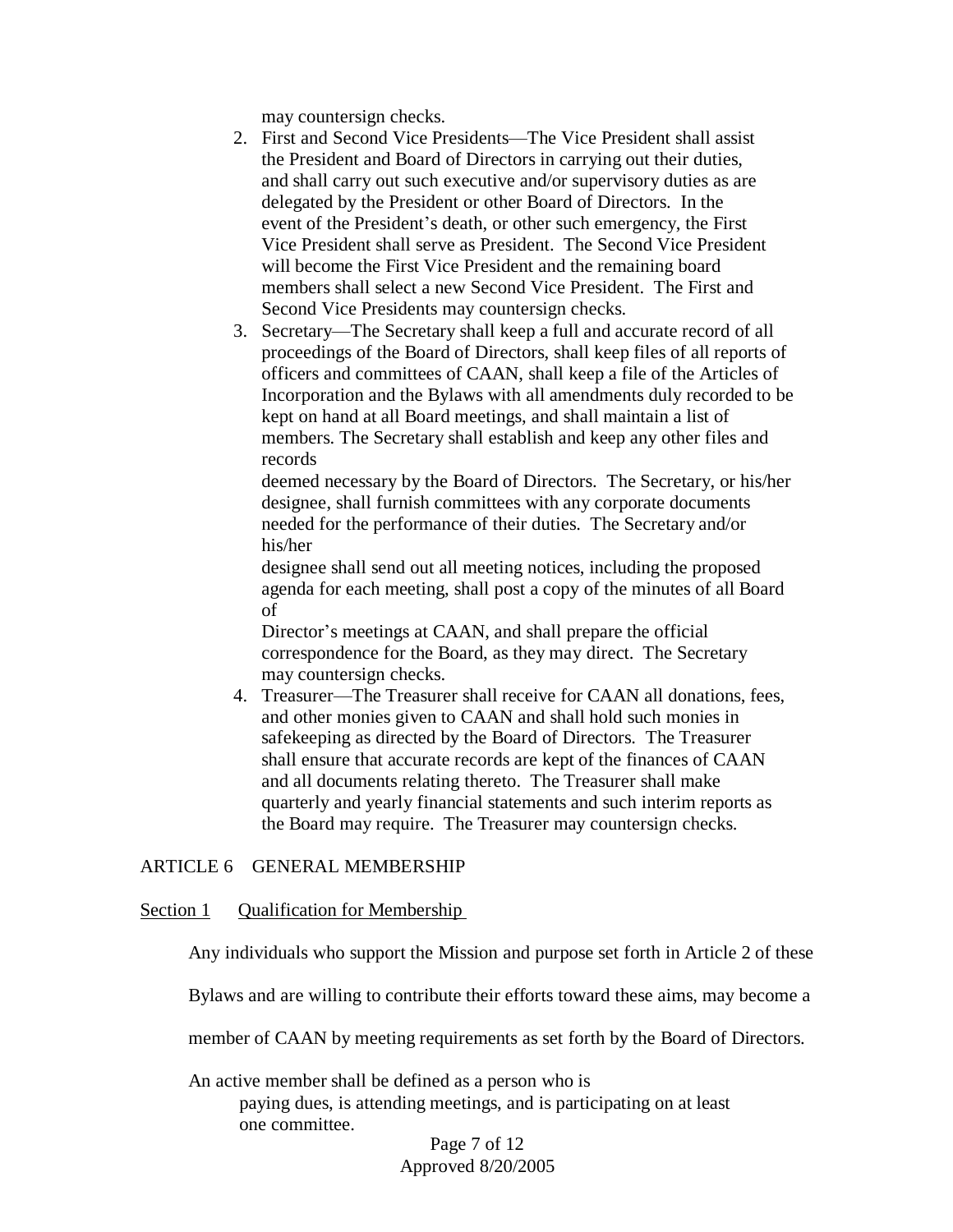may countersign checks.

2. First and Second Vice Presidents—The Vice President shall assist the President and Board of Directors in carrying out their duties, and shall carry out such executive and/or supervisory duties as are delegated by the President or other Board of Directors. In the event of the President's death, or other such emergency, the First Vice President shall serve as President. The Second Vice President will become the First Vice President and the remaining board members shall select a new Second Vice President. The First and Second Vice Presidents may countersign checks.
3. Secretary—The Secretary shall keep a full and accurate record of all proceedings of the Board of Directors, shall keep files of all reports of officers and committees of CAAN, shall keep a file of the Articles of Incorporation and the Bylaws with all amendments duly recorded to be kept on hand at all Board meetings, and shall maintain a list of members. The Secretary shall establish and keep any other files and records deemed necessary by the Board of Directors. The Secretary, or his/her designee, shall furnish committees with any corporate documents needed for the performance of their duties. The Secretary and/or his/her designee shall send out all meeting notices, including the proposed agenda for each meeting, shall post a copy of the minutes of all Board of Director's meetings at CAAN, and shall prepare the official correspondence for the Board, as they may direct. The Secretary may countersign checks.
4. Treasurer—The Treasurer shall receive for CAAN all donations, fees, and other monies given to CAAN and shall hold such monies in safekeeping as directed by the Board of Directors. The Treasurer shall ensure that accurate records are kept of the finances of CAAN and all documents relating thereto. The Treasurer shall make quarterly and yearly financial statements and such interim reports as the Board may require. The Treasurer may countersign checks.

## ARTICLE 6 GENERAL MEMBERSHIP

### Section 1 Qualification for Membership

Any individuals who support the Mission and purpose set forth in Article 2 of these Bylaws and are willing to contribute their efforts toward these aims, may become a member of CAAN by meeting requirements as set forth by the Board of Directors.

An active member shall be defined as a person who is paying dues, is attending meetings, and is participating on at least one committee.

Approved 8/20/2005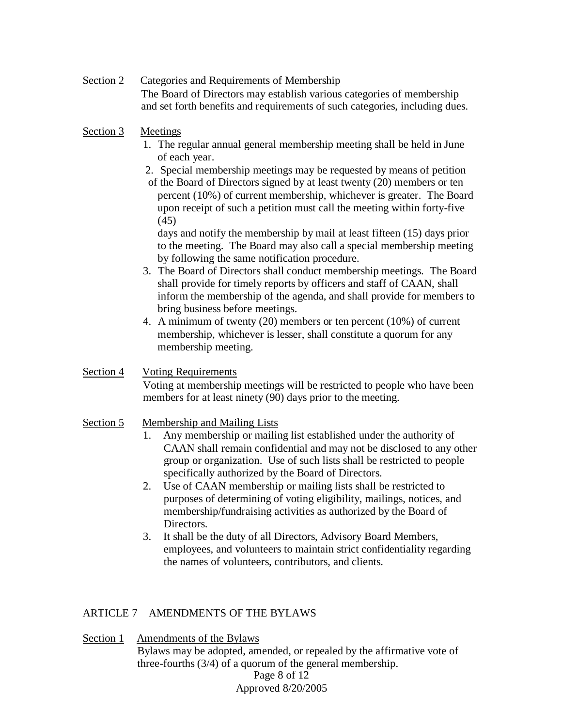Section 2 Categories and Requirements of Membership

The Board of Directors may establish various categories of membership and set forth benefits and requirements of such categories, including dues.

Section 3 Meetings

1. The regular annual general membership meeting shall be held in June of each year.
2. Special membership meetings may be requested by means of petition of the Board of Directors signed by at least twenty (20) members or ten percent (10%) of current membership, whichever is greater. The Board upon receipt of such a petition must call the meeting within forty-five (45) days and notify the membership by mail at least fifteen (15) days prior to the meeting. The Board may also call a special membership meeting by following the same notification procedure.
3. The Board of Directors shall conduct membership meetings. The Board shall provide for timely reports by officers and staff of CAAN, shall inform the membership of the agenda, and shall provide for members to bring business before meetings.
4. A minimum of twenty (20) members or ten percent (10%) of current membership, whichever is lesser, shall constitute a quorum for any membership meeting.

Section 4 Voting Requirements

Voting at membership meetings will be restricted to people who have been members for at least ninety (90) days prior to the meeting.

Section 5 Membership and Mailing Lists

1. Any membership or mailing list established under the authority of CAAN shall remain confidential and may not be disclosed to any other group or organization. Use of such lists shall be restricted to people specifically authorized by the Board of Directors.
2. Use of CAAN membership or mailing lists shall be restricted to purposes of determining of voting eligibility, mailings, notices, and membership/fundraising activities as authorized by the Board of Directors.
3. It shall be the duty of all Directors, Advisory Board Members, employees, and volunteers to maintain strict confidentiality regarding the names of volunteers, contributors, and clients.

## ARTICLE 7 AMENDMENTS OF THE BYLAWS

Section 1 Amendments of the Bylaws

Bylaws may be adopted, amended, or repealed by the affirmative vote of three-fourths (3/4) of a quorum of the general membership.

Approved 8/20/2005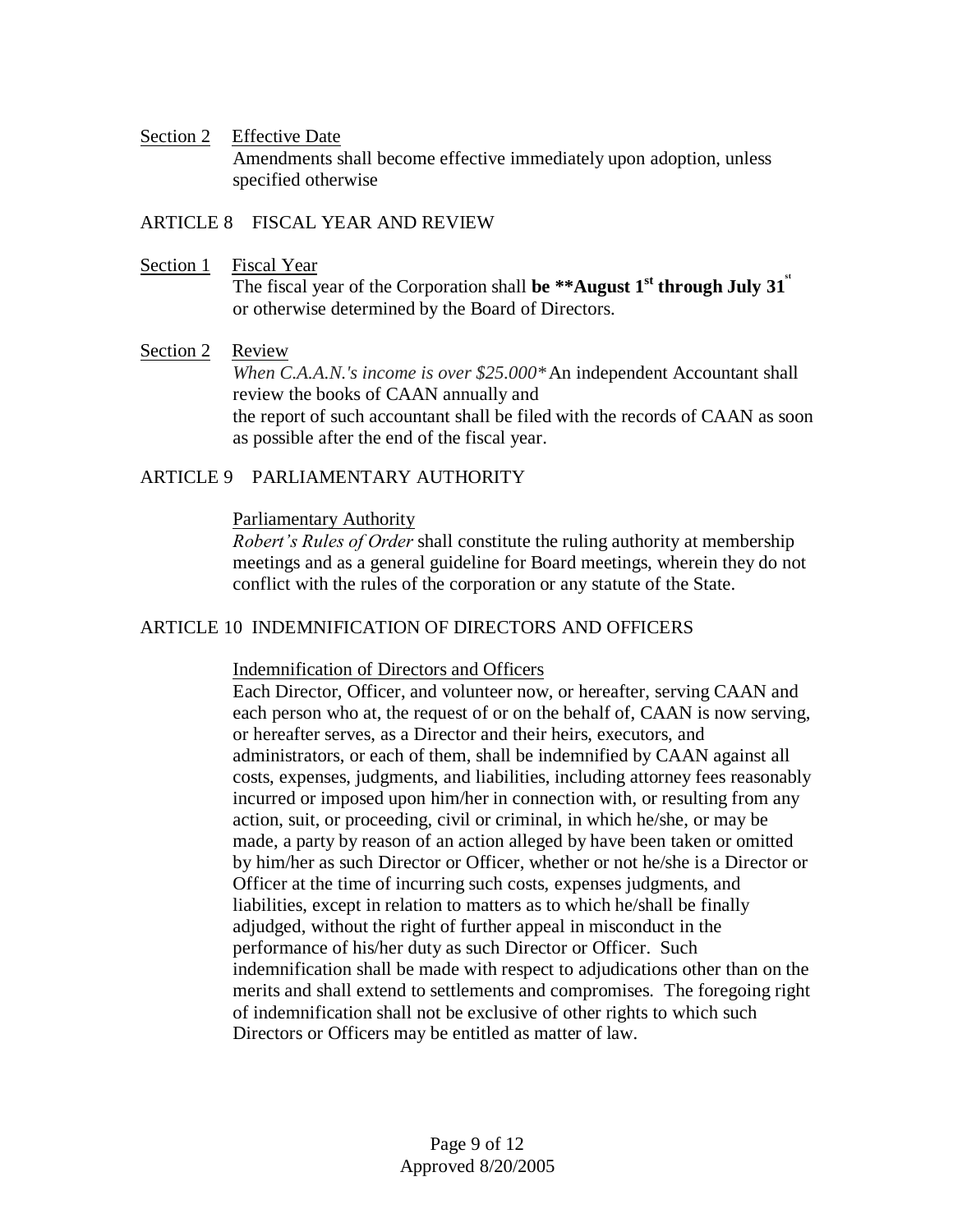Section 2 Effective Date

Amendments shall become effective immediately upon adoption, unless specified otherwise

## ARTICLE 8 FISCAL YEAR AND REVIEW

Section 1 Fiscal Year

The fiscal year of the Corporation shall **be **August 1st through July 31st** or otherwise determined by the Board of Directors.

Section 2 Review

*When C.A.A.N.'s income is over $25.000** An independent Accountant shall review the books of CAAN annually and
the report of such accountant shall be filed with the records of CAAN as soon as possible after the end of the fiscal year.

## ARTICLE 9 PARLIAMENTARY AUTHORITY

Parliamentary Authority

*Robert's Rules of Order* shall constitute the ruling authority at membership meetings and as a general guideline for Board meetings, wherein they do not conflict with the rules of the corporation or any statute of the State.

## ARTICLE 10 INDEMNIFICATION OF DIRECTORS AND OFFICERS

Indemnification of Directors and Officers

Each Director, Officer, and volunteer now, or hereafter, serving CAAN and each person who at, the request of or on the behalf of, CAAN is now serving, or hereafter serves, as a Director and their heirs, executors, and administrators, or each of them, shall be indemnified by CAAN against all costs, expenses, judgments, and liabilities, including attorney fees reasonably incurred or imposed upon him/her in connection with, or resulting from any action, suit, or proceeding, civil or criminal, in which he/she, or may be made, a party by reason of an action alleged by have been taken or omitted by him/her as such Director or Officer, whether or not he/she is a Director or Officer at the time of incurring such costs, expenses judgments, and liabilities, except in relation to matters as to which he/shall be finally adjudged, without the right of further appeal in misconduct in the performance of his/her duty as such Director or Officer. Such indemnification shall be made with respect to adjudications other than on the merits and shall extend to settlements and compromises. The foregoing right of indemnification shall not be exclusive of other rights to which such Directors or Officers may be entitled as matter of law.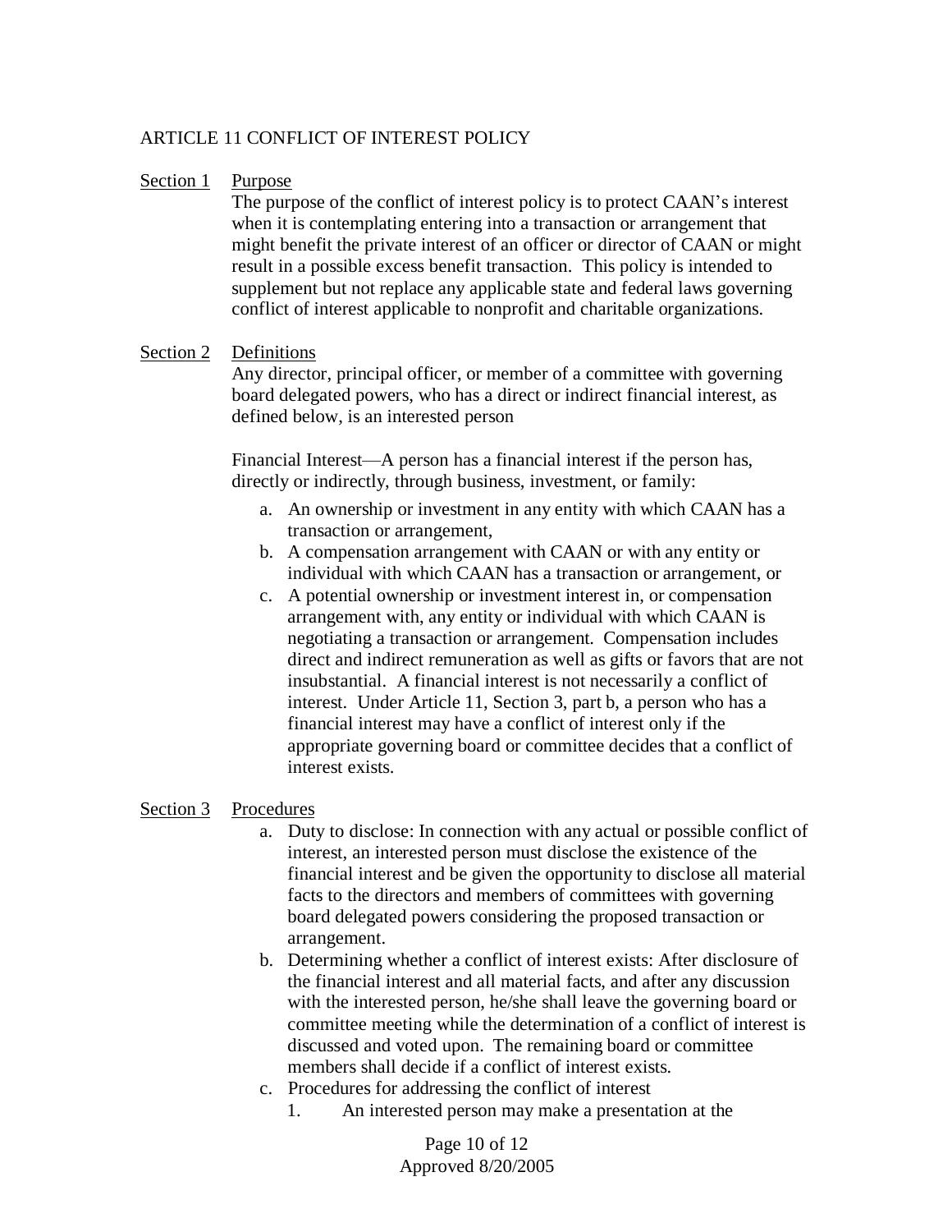## ARTICLE 11 CONFLICT OF INTEREST POLICY

Section 1 Purpose

The purpose of the conflict of interest policy is to protect CAAN's interest when it is contemplating entering into a transaction or arrangement that might benefit the private interest of an officer or director of CAAN or might result in a possible excess benefit transaction. This policy is intended to supplement but not replace any applicable state and federal laws governing conflict of interest applicable to nonprofit and charitable organizations.

Section 2 Definitions

Any director, principal officer, or member of a committee with governing board delegated powers, who has a direct or indirect financial interest, as defined below, is an interested person

Financial Interest—A person has a financial interest if the person has, directly or indirectly, through business, investment, or family:

a. An ownership or investment in any entity with which CAAN has a transaction or arrangement,
b. A compensation arrangement with CAAN or with any entity or individual with which CAAN has a transaction or arrangement, or
c. A potential ownership or investment interest in, or compensation arrangement with, any entity or individual with which CAAN is negotiating a transaction or arrangement. Compensation includes direct and indirect remuneration as well as gifts or favors that are not insubstantial. A financial interest is not necessarily a conflict of interest. Under Article 11, Section 3, part b, a person who has a financial interest may have a conflict of interest only if the appropriate governing board or committee decides that a conflict of interest exists.

Section 3 Procedures

a. Duty to disclose: In connection with any actual or possible conflict of interest, an interested person must disclose the existence of the financial interest and be given the opportunity to disclose all material facts to the directors and members of committees with governing board delegated powers considering the proposed transaction or arrangement.
b. Determining whether a conflict of interest exists: After disclosure of the financial interest and all material facts, and after any discussion with the interested person, he/she shall leave the governing board or committee meeting while the determination of a conflict of interest is discussed and voted upon. The remaining board or committee members shall decide if a conflict of interest exists.
c. Procedures for addressing the conflict of interest
    1. An interested person may make a presentation at the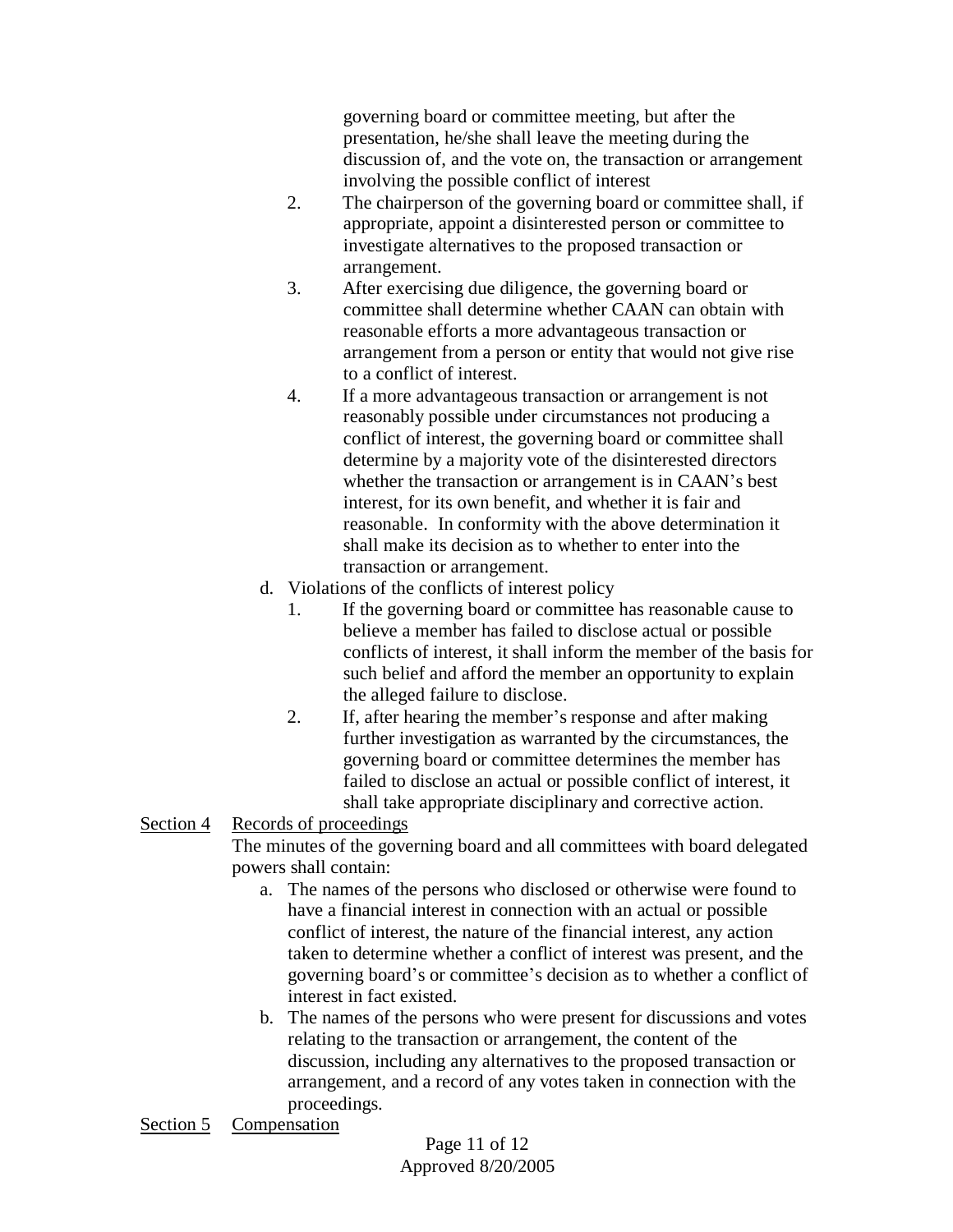governing board or committee meeting, but after the presentation, he/she shall leave the meeting during the discussion of, and the vote on, the transaction or arrangement involving the possible conflict of interest

2. The chairperson of the governing board or committee shall, if appropriate, appoint a disinterested person or committee to investigate alternatives to the proposed transaction or arrangement.
3. After exercising due diligence, the governing board or committee shall determine whether CAAN can obtain with reasonable efforts a more advantageous transaction or arrangement from a person or entity that would not give rise to a conflict of interest.
4. If a more advantageous transaction or arrangement is not reasonably possible under circumstances not producing a conflict of interest, the governing board or committee shall determine by a majority vote of the disinterested directors whether the transaction or arrangement is in CAAN's best interest, for its own benefit, and whether it is fair and reasonable. In conformity with the above determination it shall make its decision as to whether to enter into the transaction or arrangement.

d. Violations of the conflicts of interest policy

1. If the governing board or committee has reasonable cause to believe a member has failed to disclose actual or possible conflicts of interest, it shall inform the member of the basis for such belief and afford the member an opportunity to explain the alleged failure to disclose.
2. If, after hearing the member's response and after making further investigation as warranted by the circumstances, the governing board or committee determines the member has failed to disclose an actual or possible conflict of interest, it shall take appropriate disciplinary and corrective action.

Section 4 Records of proceedings

The minutes of the governing board and all committees with board delegated powers shall contain:

a. The names of the persons who disclosed or otherwise were found to have a financial interest in connection with an actual or possible conflict of interest, the nature of the financial interest, any action taken to determine whether a conflict of interest was present, and the governing board's or committee's decision as to whether a conflict of interest in fact existed.
b. The names of the persons who were present for discussions and votes relating to the transaction or arrangement, the content of the discussion, including any alternatives to the proposed transaction or arrangement, and a record of any votes taken in connection with the proceedings.

Section 5 Compensation

Approved 8/20/2005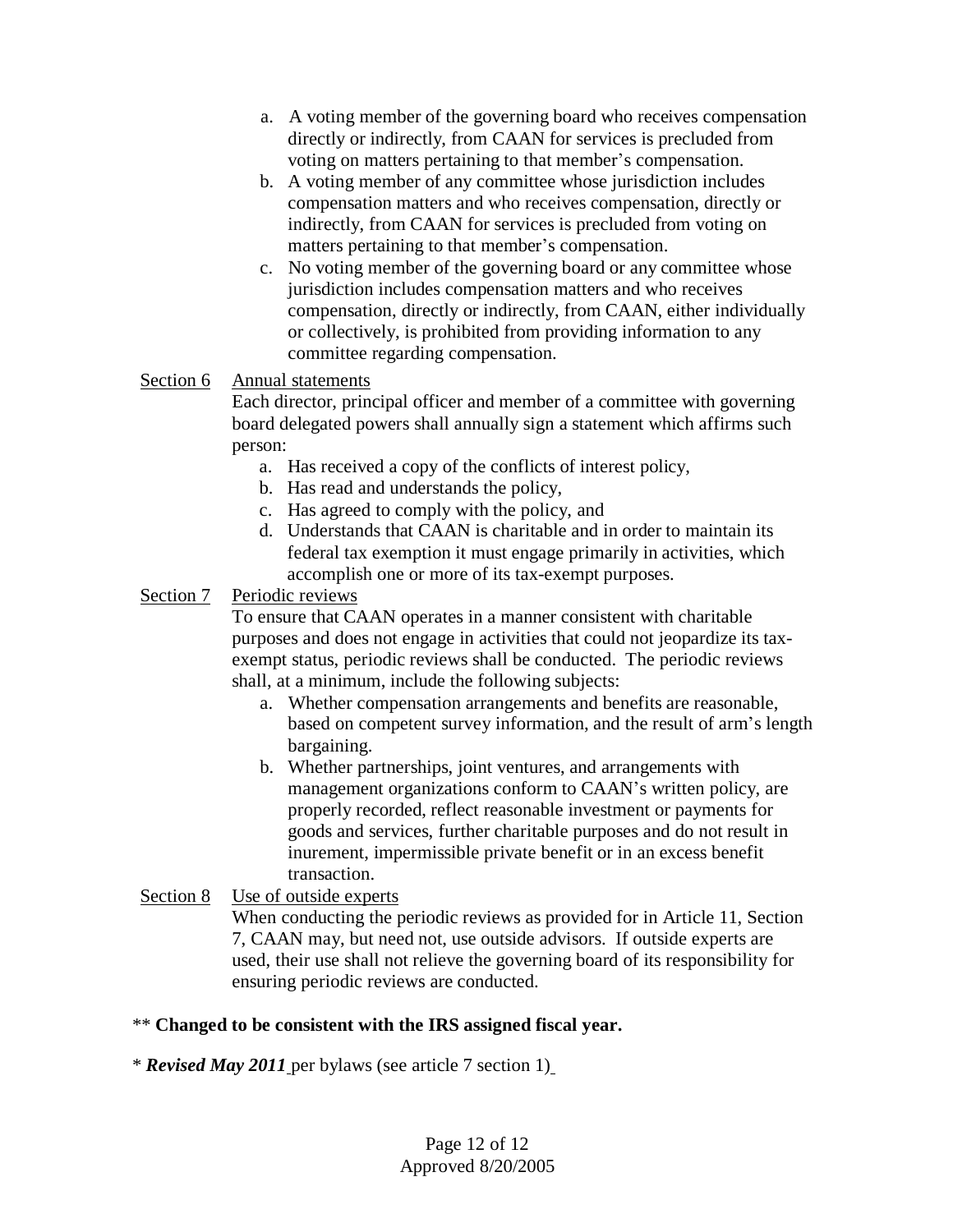a. A voting member of the governing board who receives compensation directly or indirectly, from CAAN for services is precluded from voting on matters pertaining to that member's compensation.
b. A voting member of any committee whose jurisdiction includes compensation matters and who receives compensation, directly or indirectly, from CAAN for services is precluded from voting on matters pertaining to that member's compensation.
c. No voting member of the governing board or any committee whose jurisdiction includes compensation matters and who receives compensation, directly or indirectly, from CAAN, either individually or collectively, is prohibited from providing information to any committee regarding compensation.

Section 6 Annual statements

Each director, principal officer and member of a committee with governing board delegated powers shall annually sign a statement which affirms such person:

a. Has received a copy of the conflicts of interest policy,
b. Has read and understands the policy,
c. Has agreed to comply with the policy, and
d. Understands that CAAN is charitable and in order to maintain its federal tax exemption it must engage primarily in activities, which accomplish one or more of its tax-exempt purposes.

Section 7 Periodic reviews

To ensure that CAAN operates in a manner consistent with charitable purposes and does not engage in activities that could not jeopardize its tax-exempt status, periodic reviews shall be conducted. The periodic reviews shall, at a minimum, include the following subjects:

a. Whether compensation arrangements and benefits are reasonable, based on competent survey information, and the result of arm's length bargaining.
b. Whether partnerships, joint ventures, and arrangements with management organizations conform to CAAN's written policy, are properly recorded, reflect reasonable investment or payments for goods and services, further charitable purposes and do not result in inurement, impermissible private benefit or in an excess benefit transaction.

Section 8 Use of outside experts

When conducting the periodic reviews as provided for in Article 11, Section 7, CAAN may, but need not, use outside advisors. If outside experts are used, their use shall not relieve the governing board of its responsibility for ensuring periodic reviews are conducted.

** **Changed to be consistent with the IRS assigned fiscal year.**

* ***Revised May 2011*** per bylaws (see article 7 section 1)

Approved 8/20/2005